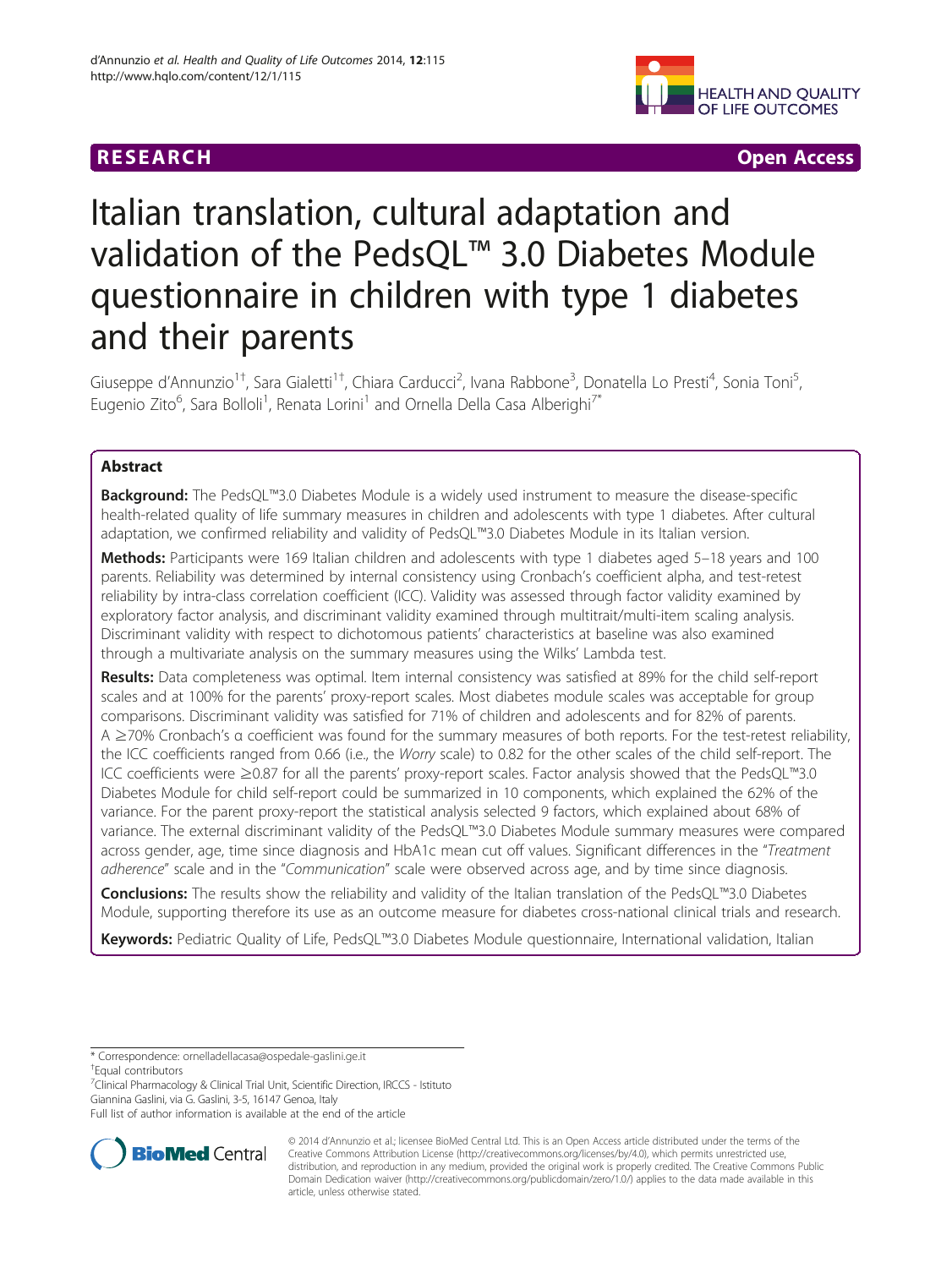RESEARCH Open Access

# Italian translation, cultural adaptation and validation of the PedsQL™ 3.0 Diabetes Module questionnaire in children with type 1 diabetes and their parents

Giuseppe d'Annunzio[1†], Sara Gialetti[1†], Chiara Carducci[2], Ivana Rabbone[3], Donatella Lo Presti[4], Sonia Toni[5], Eugenio Zito[6], Sara Bolloli[1], Renata Lorini[1] and Ornella Della Casa Alberighi[7*]

## Abstract

**Background:** The PedsQL™3.0 Diabetes Module is a widely used instrument to measure the disease-specific health-related quality of life summary measures in children and adolescents with type 1 diabetes. After cultural adaptation, we confirmed reliability and validity of PedsQL™3.0 Diabetes Module in its Italian version.

**Methods:** Participants were 169 Italian children and adolescents with type 1 diabetes aged 5–18 years and 100 parents. Reliability was determined by internal consistency using Cronbach's coefficient alpha, and test-retest reliability by intra-class correlation coefficient (ICC). Validity was assessed through factor validity examined by exploratory factor analysis, and discriminant validity examined through multitrait/multi-item scaling analysis. Discriminant validity with respect to dichotomous patients' characteristics at baseline was also examined through a multivariate analysis on the summary measures using the Wilks' Lambda test.

**Results:** Data completeness was optimal. Item internal consistency was satisfied at 89% for the child self-report scales and at 100% for the parents' proxy-report scales. Most diabetes module scales was acceptable for group comparisons. Discriminant validity was satisfied for 71% of children and adolescents and for 82% of parents. A ≥70% Cronbach's α coefficient was found for the summary measures of both reports. For the test-retest reliability, the ICC coefficients ranged from 0.66 (i.e., the *Worry* scale) to 0.82 for the other scales of the child self-report. The ICC coefficients were ≥0.87 for all the parents' proxy-report scales. Factor analysis showed that the PedsQL™3.0 Diabetes Module for child self-report could be summarized in 10 components, which explained the 62% of the variance. For the parent proxy-report the statistical analysis selected 9 factors, which explained about 68% of variance. The external discriminant validity of the PedsQL™3.0 Diabetes Module summary measures were compared across gender, age, time since diagnosis and HbA1c mean cut off values. Significant differences in the "*Treatment adherence*" scale and in the "*Communication*" scale were observed across age, and by time since diagnosis.

**Conclusions:** The results show the reliability and validity of the Italian translation of the PedsQL™3.0 Diabetes Module, supporting therefore its use as an outcome measure for diabetes cross-national clinical trials and research.

**Keywords:** Pediatric Quality of Life, PedsQL™3.0 Diabetes Module questionnaire, International validation, Italian

---

\* Correspondence: ornelladellacasa@ospedale-gaslini.ge.it

†Equal contributors

[7]Clinical Pharmacology & Clinical Trial Unit, Scientific Direction, IRCCS - Istituto Giannina Gaslini, via G. Gaslini, 3-5, 16147 Genoa, Italy

Full list of author information is available at the end of the article

© 2014 d'Annunzio et al.; licensee BioMed Central Ltd. This is an Open Access article distributed under the terms of the Creative Commons Attribution License (http://creativecommons.org/licenses/by/4.0), which permits unrestricted use, distribution, and reproduction in any medium, provided the original work is properly credited. The Creative Commons Public Domain Dedication waiver (http://creativecommons.org/publicdomain/zero/1.0/) applies to the data made available in this article, unless otherwise stated.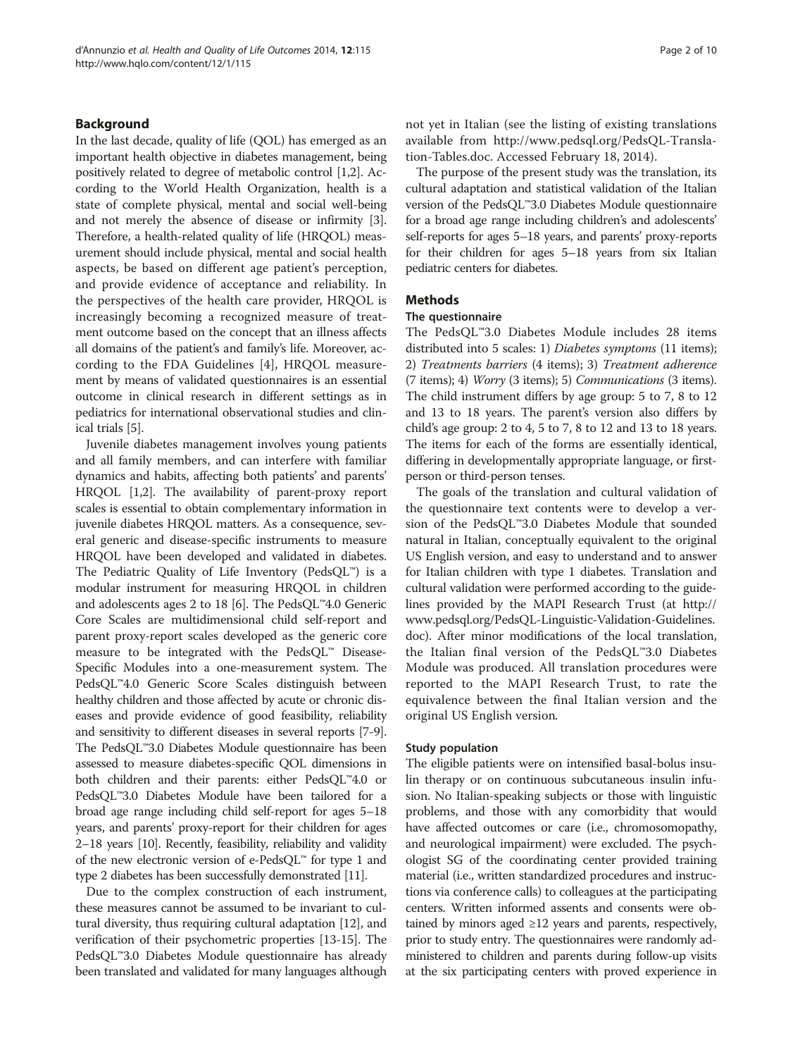## Background

In the last decade, quality of life (QOL) has emerged as an important health objective in diabetes management, being positively related to degree of metabolic control [1,2]. According to the World Health Organization, health is a state of complete physical, mental and social well-being and not merely the absence of disease or infirmity [3]. Therefore, a health-related quality of life (HRQOL) measurement should include physical, mental and social health aspects, be based on different age patient's perception, and provide evidence of acceptance and reliability. In the perspectives of the health care provider, HRQOL is increasingly becoming a recognized measure of treatment outcome based on the concept that an illness affects all domains of the patient's and family's life. Moreover, according to the FDA Guidelines [4], HRQOL measurement by means of validated questionnaires is an essential outcome in clinical research in different settings as in pediatrics for international observational studies and clinical trials [5].

Juvenile diabetes management involves young patients and all family members, and can interfere with familiar dynamics and habits, affecting both patients' and parents' HRQOL [1,2]. The availability of parent-proxy report scales is essential to obtain complementary information in juvenile diabetes HRQOL matters. As a consequence, several generic and disease-specific instruments to measure HRQOL have been developed and validated in diabetes. The Pediatric Quality of Life Inventory (PedsQL™) is a modular instrument for measuring HRQOL in children and adolescents ages 2 to 18 [6]. The PedsQL™4.0 Generic Core Scales are multidimensional child self-report and parent proxy-report scales developed as the generic core measure to be integrated with the PedsQL™ Disease-Specific Modules into a one-measurement system. The PedsQL™4.0 Generic Score Scales distinguish between healthy children and those affected by acute or chronic diseases and provide evidence of good feasibility, reliability and sensitivity to different diseases in several reports [7-9]. The PedsQL™3.0 Diabetes Module questionnaire has been assessed to measure diabetes-specific QOL dimensions in both children and their parents: either PedsQL™4.0 or PedsQL™3.0 Diabetes Module have been tailored for a broad age range including child self-report for ages 5–18 years, and parents' proxy-report for their children for ages 2–18 years [10]. Recently, feasibility, reliability and validity of the new electronic version of e-PedsQL™ for type 1 and type 2 diabetes has been successfully demonstrated [11].

Due to the complex construction of each instrument, these measures cannot be assumed to be invariant to cultural diversity, thus requiring cultural adaptation [12], and verification of their psychometric properties [13-15]. The PedsQL™3.0 Diabetes Module questionnaire has already been translated and validated for many languages although not yet in Italian (see the listing of existing translations available from http://www.pedsql.org/PedsQL-Translation-Tables.doc. Accessed February 18, 2014).

The purpose of the present study was the translation, its cultural adaptation and statistical validation of the Italian version of the PedsQL™3.0 Diabetes Module questionnaire for a broad age range including children's and adolescents' self-reports for ages 5–18 years, and parents' proxy-reports for their children for ages 5–18 years from six Italian pediatric centers for diabetes.

## Methods

### The questionnaire

The PedsQL™3.0 Diabetes Module includes 28 items distributed into 5 scales: 1) *Diabetes symptoms* (11 items); 2) *Treatments barriers* (4 items); 3) *Treatment adherence* (7 items); 4) *Worry* (3 items); 5) *Communications* (3 items). The child instrument differs by age group: 5 to 7, 8 to 12 and 13 to 18 years. The parent's version also differs by child's age group: 2 to 4, 5 to 7, 8 to 12 and 13 to 18 years. The items for each of the forms are essentially identical, differing in developmentally appropriate language, or first-person or third-person tenses.

The goals of the translation and cultural validation of the questionnaire text contents were to develop a version of the PedsQL™3.0 Diabetes Module that sounded natural in Italian, conceptually equivalent to the original US English version, and easy to understand and to answer for Italian children with type 1 diabetes. Translation and cultural validation were performed according to the guidelines provided by the MAPI Research Trust (at http://www.pedsql.org/PedsQL-Linguistic-Validation-Guidelines.doc). After minor modifications of the local translation, the Italian final version of the PedsQL™3.0 Diabetes Module was produced. All translation procedures were reported to the MAPI Research Trust, to rate the equivalence between the final Italian version and the original US English version.

### Study population

The eligible patients were on intensified basal-bolus insulin therapy or on continuous subcutaneous insulin infusion. No Italian-speaking subjects or those with linguistic problems, and those with any comorbidity that would have affected outcomes or care (i.e., chromosomopathy, and neurological impairment) were excluded. The psychologist SG of the coordinating center provided training material (i.e., written standardized procedures and instructions via conference calls) to colleagues at the participating centers. Written informed assents and consents were obtained by minors aged ≥12 years and parents, respectively, prior to study entry. The questionnaires were randomly administered to children and parents during follow-up visits at the six participating centers with proved experience in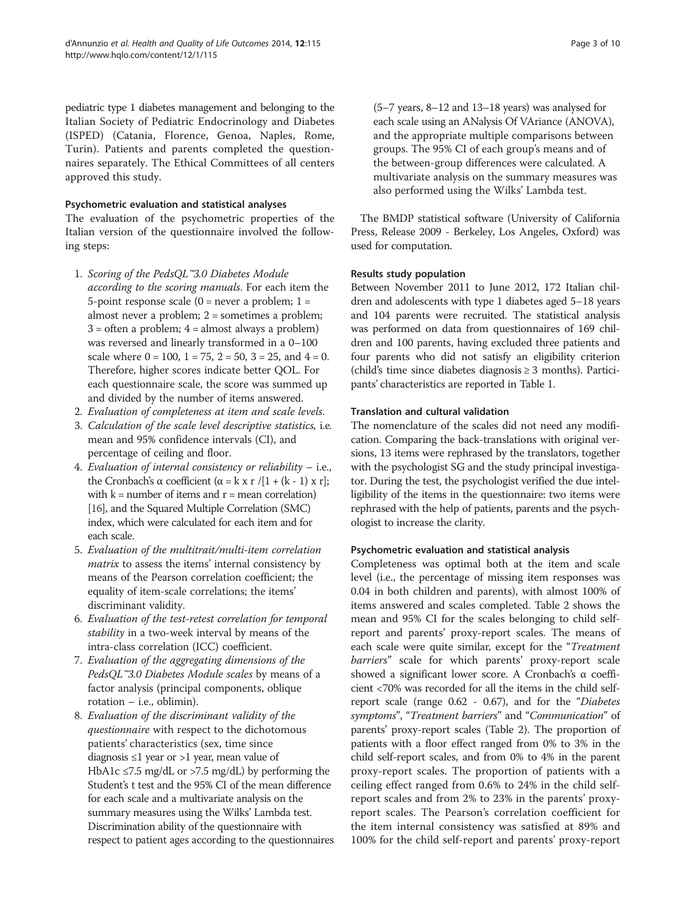pediatric type 1 diabetes management and belonging to the Italian Society of Pediatric Endocrinology and Diabetes (ISPED) (Catania, Florence, Genoa, Naples, Rome, Turin). Patients and parents completed the questionnaires separately. The Ethical Committees of all centers approved this study.

### Psychometric evaluation and statistical analyses

The evaluation of the psychometric properties of the Italian version of the questionnaire involved the following steps:

1. *Scoring of the PedsQL™3.0 Diabetes Module according to the scoring manuals*. For each item the 5-point response scale (0 = never a problem; 1 = almost never a problem; 2 = sometimes a problem; 3 = often a problem; 4 = almost always a problem) was reversed and linearly transformed in a 0–100 scale where 0 = 100, 1 = 75, 2 = 50, 3 = 25, and 4 = 0. Therefore, higher scores indicate better QOL. For each questionnaire scale, the score was summed up and divided by the number of items answered.
2. *Evaluation of completeness at item and scale levels.*
3. *Calculation of the scale level descriptive statistics,* i.e. mean and 95% confidence intervals (CI), and percentage of ceiling and floor.
4. *Evaluation of internal consistency or reliability* – i.e., the Cronbach's α coefficient ($\alpha = k \times r / [1 + (k - 1) \times r]$; with k = number of items and r = mean correlation) [16], and the Squared Multiple Correlation (SMC) index, which were calculated for each item and for each scale.
5. *Evaluation of the multitrait/multi-item correlation matrix* to assess the items' internal consistency by means of the Pearson correlation coefficient; the equality of item-scale correlations; the items' discriminant validity.
6. *Evaluation of the test-retest correlation for temporal stability* in a two-week interval by means of the intra-class correlation (ICC) coefficient.
7. *Evaluation of the aggregating dimensions of the PedsQL™3.0 Diabetes Module scales* by means of a factor analysis (principal components, oblique rotation – i.e., oblimin).
8. *Evaluation of the discriminant validity of the questionnaire* with respect to the dichotomous patients' characteristics (sex, time since diagnosis ≤1 year or >1 year, mean value of HbA1c ≤7.5 mg/dL or >7.5 mg/dL) by performing the Student's t test and the 95% CI of the mean difference for each scale and a multivariate analysis on the summary measures using the Wilks' Lambda test. Discrimination ability of the questionnaire with respect to patient ages according to the questionnaires (5–7 years, 8–12 and 13–18 years) was analysed for each scale using an ANalysis Of VAriance (ANOVA), and the appropriate multiple comparisons between groups. The 95% CI of each group's means and of the between-group differences were calculated. A multivariate analysis on the summary measures was also performed using the Wilks' Lambda test.

The BMDP statistical software (University of California Press, Release 2009 - Berkeley, Los Angeles, Oxford) was used for computation.

### Results study population

Between November 2011 to June 2012, 172 Italian children and adolescents with type 1 diabetes aged 5–18 years and 104 parents were recruited. The statistical analysis was performed on data from questionnaires of 169 children and 100 parents, having excluded three patients and four parents who did not satisfy an eligibility criterion (child's time since diabetes diagnosis ≥ 3 months). Participants' characteristics are reported in Table 1.

### Translation and cultural validation

The nomenclature of the scales did not need any modification. Comparing the back-translations with original versions, 13 items were rephrased by the translators, together with the psychologist SG and the study principal investigator. During the test, the psychologist verified the due intelligibility of the items in the questionnaire: two items were rephrased with the help of patients, parents and the psychologist to increase the clarity.

### Psychometric evaluation and statistical analysis

Completeness was optimal both at the item and scale level (i.e., the percentage of missing item responses was 0.04 in both children and parents), with almost 100% of items answered and scales completed. Table 2 shows the mean and 95% CI for the scales belonging to child self-report and parents' proxy-report scales. The means of each scale were quite similar, except for the "*Treatment barriers*" scale for which parents' proxy-report scale showed a significant lower score. A Cronbach's α coefficient <70% was recorded for all the items in the child self-report scale (range 0.62 - 0.67), and for the "*Diabetes symptoms*", "*Treatment barriers*" and "*Communication*" of parents' proxy-report scales (Table 2). The proportion of patients with a floor effect ranged from 0% to 3% in the child self-report scales, and from 0% to 4% in the parent proxy-report scales. The proportion of patients with a ceiling effect ranged from 0.6% to 24% in the child self-report scales and from 2% to 23% in the parents' proxy-report scales. The Pearson's correlation coefficient for the item internal consistency was satisfied at 89% and 100% for the child self-report and parents' proxy-report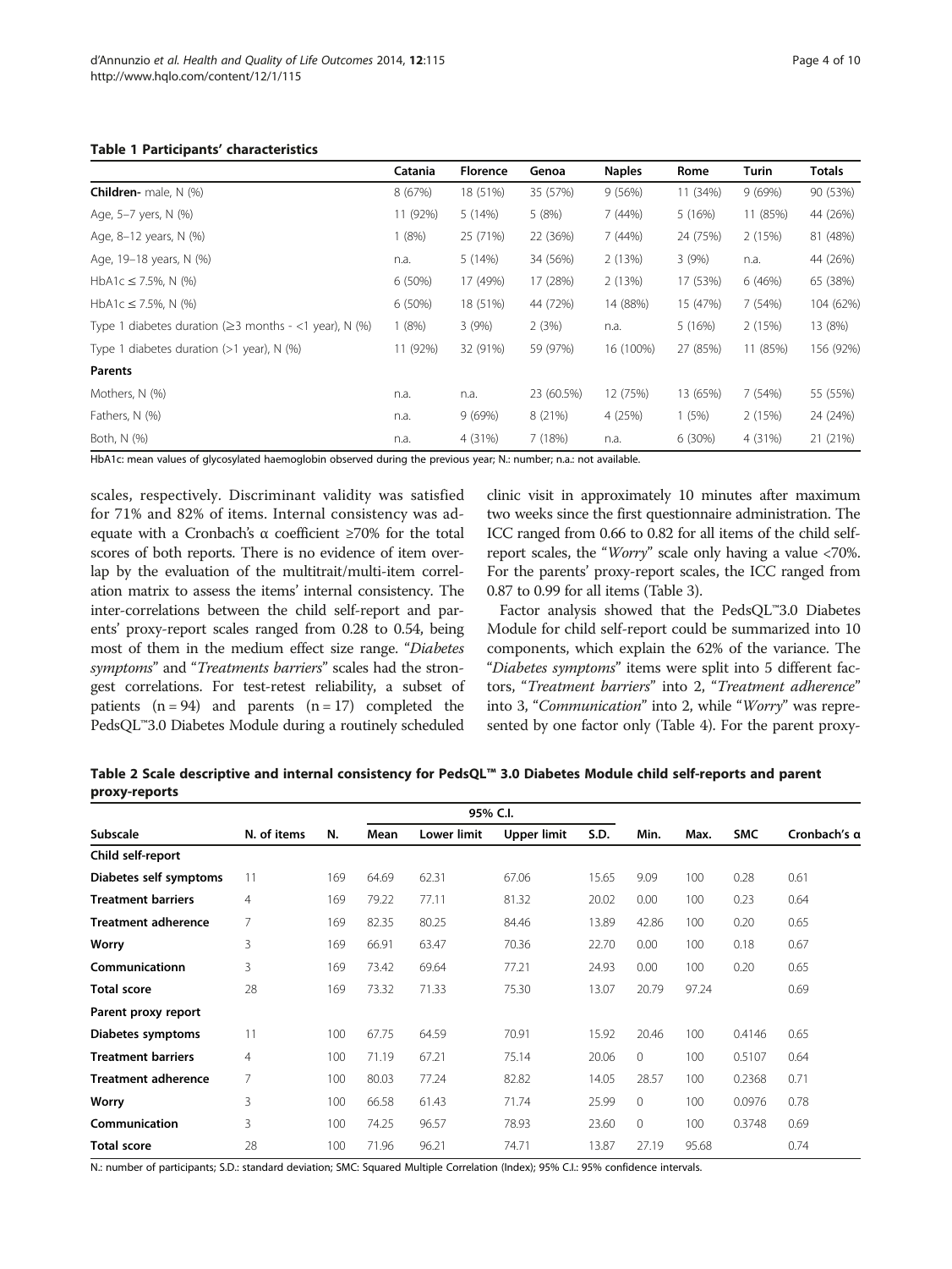**Table 1 Participants' characteristics**

| | Catania | Florence | Genoa | Naples | Rome | Turin | Totals |
|---|---|---|---|---|---|---|---|
| **Children**- male, N (%) | 8 (67%) | 18 (51%) | 35 (57%) | 9 (56%) | 11 (34%) | 9 (69%) | 90 (53%) |
| Age, 5–7 yers, N (%) | 11 (92%) | 5 (14%) | 5 (8%) | 7 (44%) | 5 (16%) | 11 (85%) | 44 (26%) |
| Age, 8–12 years, N (%) | 1 (8%) | 25 (71%) | 22 (36%) | 7 (44%) | 24 (75%) | 2 (15%) | 81 (48%) |
| Age, 19–18 years, N (%) | n.a. | 5 (14%) | 34 (56%) | 2 (13%) | 3 (9%) | n.a. | 44 (26%) |
| HbA1c ≤ 7.5%, N (%) | 6 (50%) | 17 (49%) | 17 (28%) | 2 (13%) | 17 (53%) | 6 (46%) | 65 (38%) |
| HbA1c ≤ 7.5%, N (%) | 6 (50%) | 18 (51%) | 44 (72%) | 14 (88%) | 15 (47%) | 7 (54%) | 104 (62%) |
| Type 1 diabetes duration (≥3 months - <1 year), N (%) | 1 (8%) | 3 (9%) | 2 (3%) | n.a. | 5 (16%) | 2 (15%) | 13 (8%) |
| Type 1 diabetes duration (>1 year), N (%) | 11 (92%) | 32 (91%) | 59 (97%) | 16 (100%) | 27 (85%) | 11 (85%) | 156 (92%) |
| **Parents** | | | | | | | |
| Mothers, N (%) | n.a. | n.a. | 23 (60.5%) | 12 (75%) | 13 (65%) | 7 (54%) | 55 (55%) |
| Fathers, N (%) | n.a. | 9 (69%) | 8 (21%) | 4 (25%) | 1 (5%) | 2 (15%) | 24 (24%) |
| Both, N (%) | n.a. | 4 (31%) | 7 (18%) | n.a. | 6 (30%) | 4 (31%) | 21 (21%) |

HbA1c: mean values of glycosylated haemoglobin observed during the previous year; N.: number; n.a.: not available.

scales, respectively. Discriminant validity was satisfied for 71% and 82% of items. Internal consistency was adequate with a Cronbach's α coefficient ≥70% for the total scores of both reports. There is no evidence of item overlap by the evaluation of the multitrait/multi-item correlation matrix to assess the items' internal consistency. The inter-correlations between the child self-report and parents' proxy-report scales ranged from 0.28 to 0.54, being most of them in the medium effect size range. "*Diabetes symptoms*" and "*Treatments barriers*" scales had the strongest correlations. For test-retest reliability, a subset of patients (n = 94) and parents (n = 17) completed the PedsQL™3.0 Diabetes Module during a routinely scheduled clinic visit in approximately 10 minutes after maximum two weeks since the first questionnaire administration. The ICC ranged from 0.66 to 0.82 for all items of the child self-report scales, the "*Worry*" scale only having a value <70%. For the parents' proxy-report scales, the ICC ranged from 0.87 to 0.99 for all items (Table 3).

Factor analysis showed that the PedsQL™3.0 Diabetes Module for child self-report could be summarized into 10 components, which explain the 62% of the variance. The "*Diabetes symptoms*" items were split into 5 different factors, "*Treatment barriers*" into 2, "*Treatment adherence*" into 3, "*Communication*" into 2, while "*Worry*" was represented by one factor only (Table 4). For the parent proxy-

**Table 2 Scale descriptive and internal consistency for PedsQL™ 3.0 Diabetes Module child self-reports and parent proxy-reports**

| | | | | 95% C.I. | | | | | | |
|---|---|---|---|---|---|---|---|---|---|---|
| Subscale | N. of items | N. | Mean | Lower limit | Upper limit | S.D. | Min. | Max. | SMC | Cronbach's α |
| **Child self-report** | | | | | | | | | | |
| **Diabetes self symptoms** | 11 | 169 | 64.69 | 62.31 | 67.06 | 15.65 | 9.09 | 100 | 0.28 | 0.61 |
| **Treatment barriers** | 4 | 169 | 79.22 | 77.11 | 81.32 | 20.02 | 0.00 | 100 | 0.23 | 0.64 |
| **Treatment adherence** | 7 | 169 | 82.35 | 80.25 | 84.46 | 13.89 | 42.86 | 100 | 0.20 | 0.65 |
| **Worry** | 3 | 169 | 66.91 | 63.47 | 70.36 | 22.70 | 0.00 | 100 | 0.18 | 0.67 |
| **Communicationn** | 3 | 169 | 73.42 | 69.64 | 77.21 | 24.93 | 0.00 | 100 | 0.20 | 0.65 |
| **Total score** | 28 | 169 | 73.32 | 71.33 | 75.30 | 13.07 | 20.79 | 97.24 | | 0.69 |
| **Parent proxy report** | | | | | | | | | | |
| **Diabetes symptoms** | 11 | 100 | 67.75 | 64.59 | 70.91 | 15.92 | 20.46 | 100 | 0.4146 | 0.65 |
| **Treatment barriers** | 4 | 100 | 71.19 | 67.21 | 75.14 | 20.06 | 0 | 100 | 0.5107 | 0.64 |
| **Treatment adherence** | 7 | 100 | 80.03 | 77.24 | 82.82 | 14.05 | 28.57 | 100 | 0.2368 | 0.71 |
| **Worry** | 3 | 100 | 66.58 | 61.43 | 71.74 | 25.99 | 0 | 100 | 0.0976 | 0.78 |
| **Communication** | 3 | 100 | 74.25 | 96.57 | 78.93 | 23.60 | 0 | 100 | 0.3748 | 0.69 |
| **Total score** | 28 | 100 | 71.96 | 96.21 | 74.71 | 13.87 | 27.19 | 95.68 | | 0.74 |

N.: number of participants; S.D.: standard deviation; SMC: Squared Multiple Correlation (Index); 95% C.I.: 95% confidence intervals.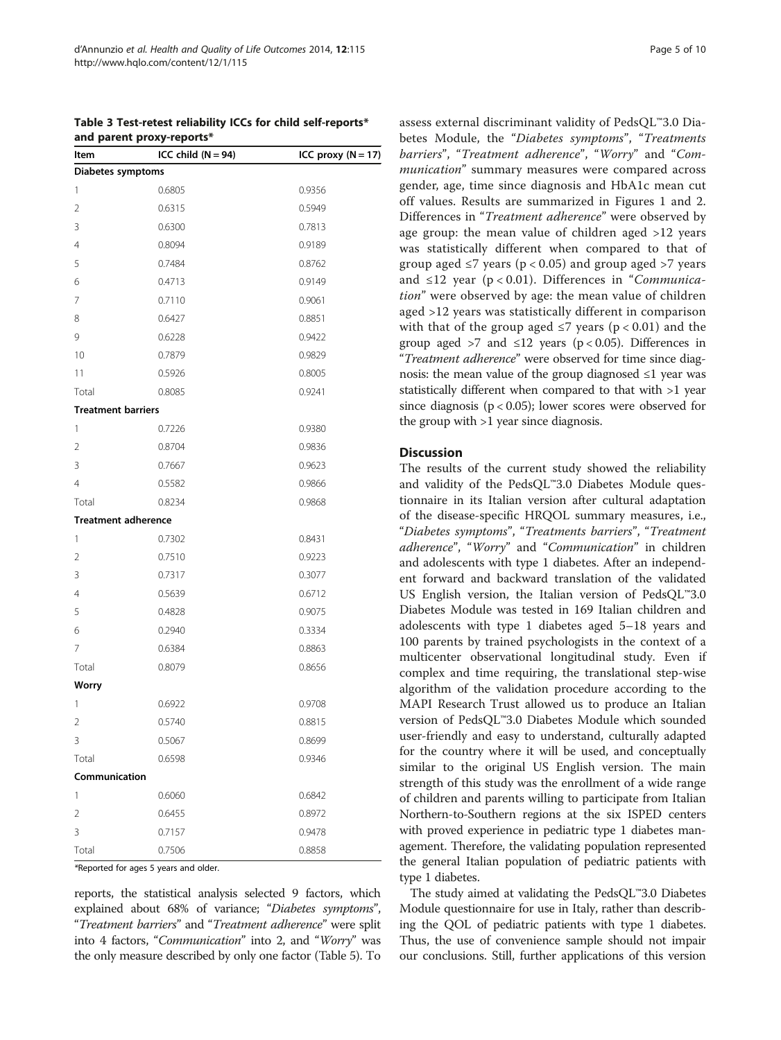**Table 3 Test-retest reliability ICCs for child self-reports\* and parent proxy-reports\***

| Item | ICC child (N = 94) | ICC proxy (N = 17) |
|---|---|---|
| **Diabetes symptoms** | | |
| 1 | 0.6805 | 0.9356 |
| 2 | 0.6315 | 0.5949 |
| 3 | 0.6300 | 0.7813 |
| 4 | 0.8094 | 0.9189 |
| 5 | 0.7484 | 0.8762 |
| 6 | 0.4713 | 0.9149 |
| 7 | 0.7110 | 0.9061 |
| 8 | 0.6427 | 0.8851 |
| 9 | 0.6228 | 0.9422 |
| 10 | 0.7879 | 0.9829 |
| 11 | 0.5926 | 0.8005 |
| Total | 0.8085 | 0.9241 |
| **Treatment barriers** | | |
| 1 | 0.7226 | 0.9380 |
| 2 | 0.8704 | 0.9836 |
| 3 | 0.7667 | 0.9623 |
| 4 | 0.5582 | 0.9866 |
| Total | 0.8234 | 0.9868 |
| **Treatment adherence** | | |
| 1 | 0.7302 | 0.8431 |
| 2 | 0.7510 | 0.9223 |
| 3 | 0.7317 | 0.3077 |
| 4 | 0.5639 | 0.6712 |
| 5 | 0.4828 | 0.9075 |
| 6 | 0.2940 | 0.3334 |
| 7 | 0.6384 | 0.8863 |
| Total | 0.8079 | 0.8656 |
| **Worry** | | |
| 1 | 0.6922 | 0.9708 |
| 2 | 0.5740 | 0.8815 |
| 3 | 0.5067 | 0.8699 |
| Total | 0.6598 | 0.9346 |
| **Communication** | | |
| 1 | 0.6060 | 0.6842 |
| 2 | 0.6455 | 0.8972 |
| 3 | 0.7157 | 0.9478 |
| Total | 0.7506 | 0.8858 |

\*Reported for ages 5 years and older.

reports, the statistical analysis selected 9 factors, which explained about 68% of variance; "*Diabetes symptoms*", "*Treatment barriers*" and "*Treatment adherence*" were split into 4 factors, "*Communication*" into 2, and "*Worry*" was the only measure described by only one factor (Table 5). To assess external discriminant validity of PedsQL™3.0 Diabetes Module, the "*Diabetes symptoms*", "*Treatments barriers*", "*Treatment adherence*", "*Worry*" and "*Communication*" summary measures were compared across gender, age, time since diagnosis and HbA1c mean cut off values. Results are summarized in Figures 1 and 2. Differences in "*Treatment adherence*" were observed by age group: the mean value of children aged >12 years was statistically different when compared to that of group aged ≤7 years ($p < 0.05$) and group aged >7 years and ≤12 year ($p < 0.01$). Differences in "*Communication*" were observed by age: the mean value of children aged >12 years was statistically different in comparison with that of the group aged ≤7 years ($p < 0.01$) and the group aged >7 and ≤12 years ($p < 0.05$). Differences in "*Treatment adherence*" were observed for time since diagnosis: the mean value of the group diagnosed ≤1 year was statistically different when compared to that with >1 year since diagnosis ($p < 0.05$); lower scores were observed for the group with >1 year since diagnosis.

## Discussion

The results of the current study showed the reliability and validity of the PedsQL™3.0 Diabetes Module questionnaire in its Italian version after cultural adaptation of the disease-specific HRQOL summary measures, i.e., "*Diabetes symptoms*", "*Treatments barriers*", "*Treatment adherence*", "*Worry*" and "*Communication*" in children and adolescents with type 1 diabetes. After an independent forward and backward translation of the validated US English version, the Italian version of PedsQL™3.0 Diabetes Module was tested in 169 Italian children and adolescents with type 1 diabetes aged 5–18 years and 100 parents by trained psychologists in the context of a multicenter observational longitudinal study. Even if complex and time requiring, the translational step-wise algorithm of the validation procedure according to the MAPI Research Trust allowed us to produce an Italian version of PedsQL™3.0 Diabetes Module which sounded user-friendly and easy to understand, culturally adapted for the country where it will be used, and conceptually similar to the original US English version. The main strength of this study was the enrollment of a wide range of children and parents willing to participate from Italian Northern-to-Southern regions at the six ISPED centers with proved experience in pediatric type 1 diabetes management. Therefore, the validating population represented the general Italian population of pediatric patients with type 1 diabetes.

The study aimed at validating the PedsQL™3.0 Diabetes Module questionnaire for use in Italy, rather than describing the QOL of pediatric patients with type 1 diabetes. Thus, the use of convenience sample should not impair our conclusions. Still, further applications of this version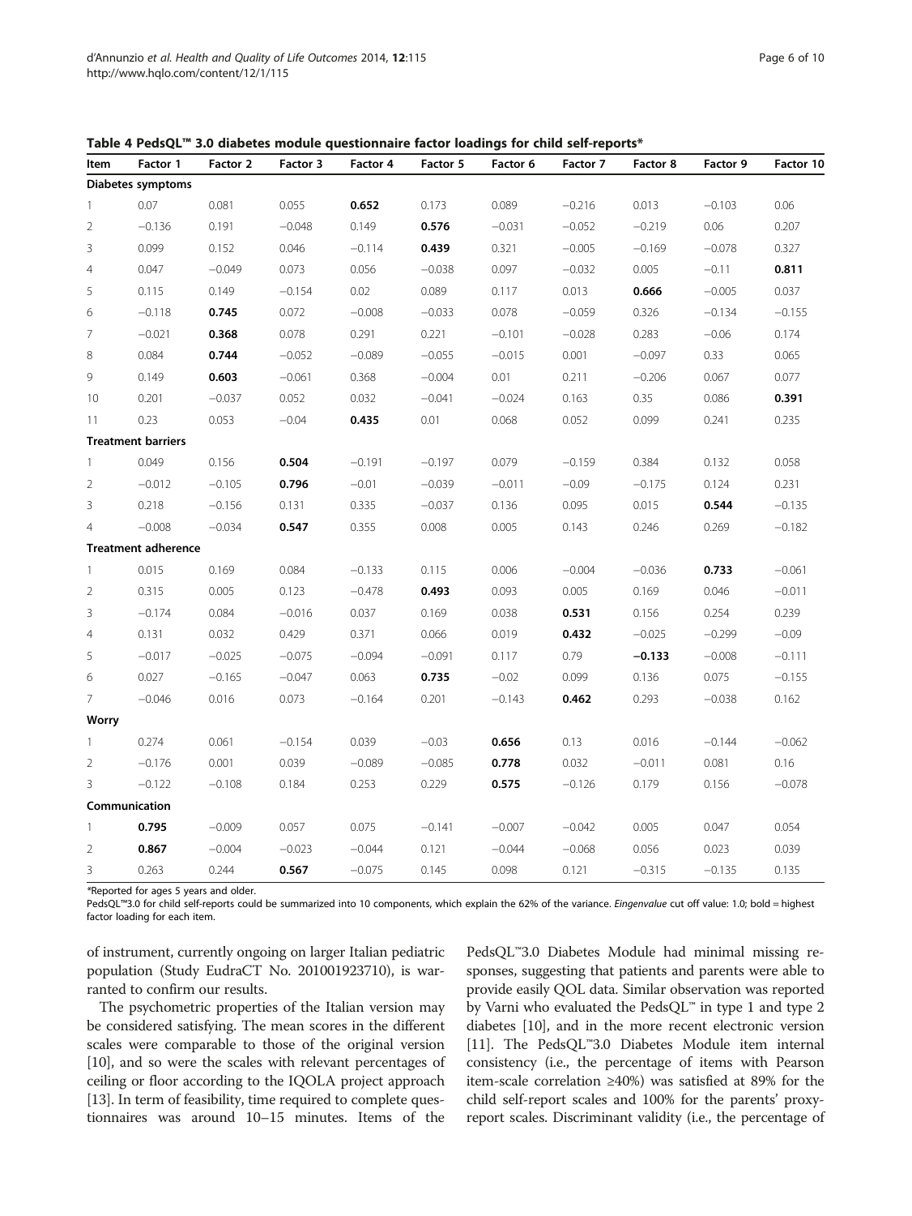**Table 4 PedsQL™ 3.0 diabetes module questionnaire factor loadings for child self-reports***

| Item | Factor 1 | Factor 2 | Factor 3 | Factor 4 | Factor 5 | Factor 6 | Factor 7 | Factor 8 | Factor 9 | Factor 10 |
|---|---|---|---|---|---|---|---|---|---|---|
| **Diabetes symptoms** | | | | | | | | | | |
| 1 | 0.07 | 0.081 | 0.055 | **0.652** | 0.173 | 0.089 | −0.216 | 0.013 | −0.103 | 0.06 |
| 2 | −0.136 | 0.191 | −0.048 | 0.149 | **0.576** | −0.031 | −0.052 | −0.219 | 0.06 | 0.207 |
| 3 | 0.099 | 0.152 | 0.046 | −0.114 | **0.439** | 0.321 | −0.005 | −0.169 | −0.078 | 0.327 |
| 4 | 0.047 | −0.049 | 0.073 | 0.056 | −0.038 | 0.097 | −0.032 | 0.005 | −0.11 | **0.811** |
| 5 | 0.115 | 0.149 | −0.154 | 0.02 | 0.089 | 0.117 | 0.013 | **0.666** | −0.005 | 0.037 |
| 6 | −0.118 | **0.745** | 0.072 | −0.008 | −0.033 | 0.078 | −0.059 | 0.326 | −0.134 | −0.155 |
| 7 | −0.021 | **0.368** | 0.078 | 0.291 | 0.221 | −0.101 | −0.028 | 0.283 | −0.06 | 0.174 |
| 8 | 0.084 | **0.744** | −0.052 | −0.089 | −0.055 | −0.015 | 0.001 | −0.097 | 0.33 | 0.065 |
| 9 | 0.149 | **0.603** | −0.061 | 0.368 | −0.004 | 0.01 | 0.211 | −0.206 | 0.067 | 0.077 |
| 10 | 0.201 | −0.037 | 0.052 | 0.032 | −0.041 | −0.024 | 0.163 | 0.35 | 0.086 | **0.391** |
| 11 | 0.23 | 0.053 | −0.04 | **0.435** | 0.01 | 0.068 | 0.052 | 0.099 | 0.241 | 0.235 |
| **Treatment barriers** | | | | | | | | | | |
| 1 | 0.049 | 0.156 | **0.504** | −0.191 | −0.197 | 0.079 | −0.159 | 0.384 | 0.132 | 0.058 |
| 2 | −0.012 | −0.105 | **0.796** | −0.01 | −0.039 | −0.011 | −0.09 | −0.175 | 0.124 | 0.231 |
| 3 | 0.218 | −0.156 | 0.131 | 0.335 | −0.037 | 0.136 | 0.095 | 0.015 | **0.544** | −0.135 |
| 4 | −0.008 | −0.034 | **0.547** | 0.355 | 0.008 | 0.005 | 0.143 | 0.246 | 0.269 | −0.182 |
| **Treatment adherence** | | | | | | | | | | |
| 1 | 0.015 | 0.169 | 0.084 | −0.133 | 0.115 | 0.006 | −0.004 | −0.036 | **0.733** | −0.061 |
| 2 | 0.315 | 0.005 | 0.123 | −0.478 | **0.493** | 0.093 | 0.005 | 0.169 | 0.046 | −0.011 |
| 3 | −0.174 | 0.084 | −0.016 | 0.037 | 0.169 | 0.038 | **0.531** | 0.156 | 0.254 | 0.239 |
| 4 | 0.131 | 0.032 | 0.429 | 0.371 | 0.066 | 0.019 | **0.432** | −0.025 | −0.299 | −0.09 |
| 5 | −0.017 | −0.025 | −0.075 | −0.094 | −0.091 | 0.117 | 0.79 | **−0.133** | −0.008 | −0.111 |
| 6 | 0.027 | −0.165 | −0.047 | 0.063 | **0.735** | −0.02 | 0.099 | 0.136 | 0.075 | −0.155 |
| 7 | −0.046 | 0.016 | 0.073 | −0.164 | 0.201 | −0.143 | **0.462** | 0.293 | −0.038 | 0.162 |
| **Worry** | | | | | | | | | | |
| 1 | 0.274 | 0.061 | −0.154 | 0.039 | −0.03 | **0.656** | 0.13 | 0.016 | −0.144 | −0.062 |
| 2 | −0.176 | 0.001 | 0.039 | −0.089 | −0.085 | **0.778** | 0.032 | −0.011 | 0.081 | 0.16 |
| 3 | −0.122 | −0.108 | 0.184 | 0.253 | 0.229 | **0.575** | −0.126 | 0.179 | 0.156 | −0.078 |
| **Communication** | | | | | | | | | | |
| 1 | **0.795** | −0.009 | 0.057 | 0.075 | −0.141 | −0.007 | −0.042 | 0.005 | 0.047 | 0.054 |
| 2 | **0.867** | −0.004 | −0.023 | −0.044 | 0.121 | −0.044 | −0.068 | 0.056 | 0.023 | 0.039 |
| 3 | 0.263 | 0.244 | **0.567** | −0.075 | 0.145 | 0.098 | 0.121 | −0.315 | −0.135 | 0.135 |

*Reported for ages 5 years and older.
PedsQL™3.0 for child self-reports could be summarized into 10 components, which explain the 62% of the variance. *Eingenvalue* cut off value: 1.0; bold = highest factor loading for each item.

of instrument, currently ongoing on larger Italian pediatric population (Study EudraCT No. 201001923710), is warranted to confirm our results.

The psychometric properties of the Italian version may be considered satisfying. The mean scores in the different scales were comparable to those of the original version [10], and so were the scales with relevant percentages of ceiling or floor according to the IQOLA project approach [13]. In term of feasibility, time required to complete questionnaires was around 10–15 minutes. Items of the PedsQL™3.0 Diabetes Module had minimal missing responses, suggesting that patients and parents were able to provide easily QOL data. Similar observation was reported by Varni who evaluated the PedsQL™ in type 1 and type 2 diabetes [10], and in the more recent electronic version [11]. The PedsQL™3.0 Diabetes Module item internal consistency (i.e., the percentage of items with Pearson item-scale correlation ≥40%) was satisfied at 89% for the child self-report scales and 100% for the parents' proxy-report scales. Discriminant validity (i.e., the percentage of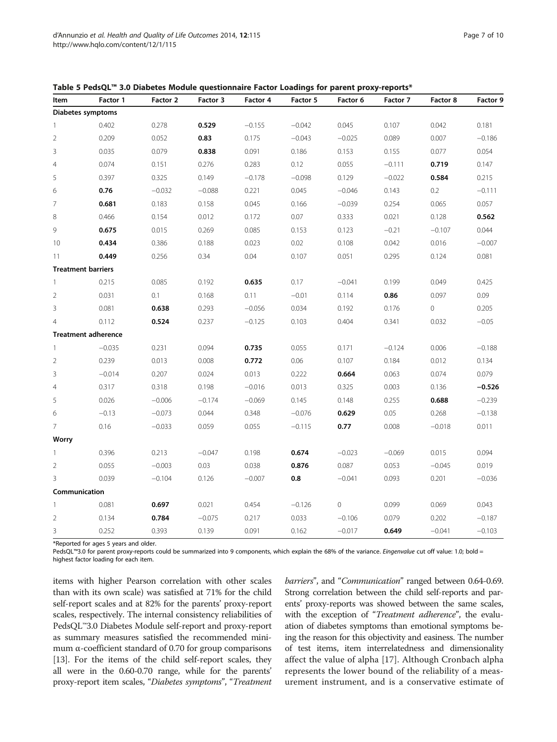**Table 5 PedsQL™ 3.0 Diabetes Module questionnaire Factor Loadings for parent proxy-reports***

| Item | Factor 1 | Factor 2 | Factor 3 | Factor 4 | Factor 5 | Factor 6 | Factor 7 | Factor 8 | Factor 9 |
|---|---|---|---|---|---|---|---|---|---|
| **Diabetes symptoms** | | | | | | | | | |
| 1 | 0.402 | 0.278 | **0.529** | −0.155 | −0.042 | 0.045 | 0.107 | 0.042 | 0.181 |
| 2 | 0.209 | 0.052 | **0.83** | 0.175 | −0.043 | −0.025 | 0.089 | 0.007 | −0.186 |
| 3 | 0.035 | 0.079 | **0.838** | 0.091 | 0.186 | 0.153 | 0.155 | 0.077 | 0.054 |
| 4 | 0.074 | 0.151 | 0.276 | 0.283 | 0.12 | 0.055 | −0.111 | **0.719** | 0.147 |
| 5 | 0.397 | 0.325 | 0.149 | −0.178 | −0.098 | 0.129 | −0.022 | **0.584** | 0.215 |
| 6 | **0.76** | −0.032 | −0.088 | 0.221 | 0.045 | −0.046 | 0.143 | 0.2 | −0.111 |
| 7 | **0.681** | 0.183 | 0.158 | 0.045 | 0.166 | −0.039 | 0.254 | 0.065 | 0.057 |
| 8 | 0.466 | 0.154 | 0.012 | 0.172 | 0.07 | 0.333 | 0.021 | 0.128 | **0.562** |
| 9 | **0.675** | 0.015 | 0.269 | 0.085 | 0.153 | 0.123 | −0.21 | −0.107 | 0.044 |
| 10 | **0.434** | 0.386 | 0.188 | 0.023 | 0.02 | 0.108 | 0.042 | 0.016 | −0.007 |
| 11 | **0.449** | 0.256 | 0.34 | 0.04 | 0.107 | 0.051 | 0.295 | 0.124 | 0.081 |
| **Treatment barriers** | | | | | | | | | |
| 1 | 0.215 | 0.085 | 0.192 | **0.635** | 0.17 | −0.041 | 0.199 | 0.049 | 0.425 |
| 2 | 0.031 | 0.1 | 0.168 | 0.11 | −0.01 | 0.114 | **0.86** | 0.097 | 0.09 |
| 3 | 0.081 | **0.638** | 0.293 | −0.056 | 0.034 | 0.192 | 0.176 | 0 | 0.205 |
| 4 | 0.112 | **0.524** | 0.237 | −0.125 | 0.103 | 0.404 | 0.341 | 0.032 | −0.05 |
| **Treatment adherence** | | | | | | | | | |
| 1 | −0.035 | 0.231 | 0.094 | **0.735** | 0.055 | 0.171 | −0.124 | 0.006 | −0.188 |
| 2 | 0.239 | 0.013 | 0.008 | **0.772** | 0.06 | 0.107 | 0.184 | 0.012 | 0.134 |
| 3 | −0.014 | 0.207 | 0.024 | 0.013 | 0.222 | **0.664** | 0.063 | 0.074 | 0.079 |
| 4 | 0.317 | 0.318 | 0.198 | −0.016 | 0.013 | 0.325 | 0.003 | 0.136 | **−0.526** |
| 5 | 0.026 | −0.006 | −0.174 | −0.069 | 0.145 | 0.148 | 0.255 | **0.688** | −0.239 |
| 6 | −0.13 | −0.073 | 0.044 | 0.348 | −0.076 | **0.629** | 0.05 | 0.268 | −0.138 |
| 7 | 0.16 | −0.033 | 0.059 | 0.055 | −0.115 | **0.77** | 0.008 | −0.018 | 0.011 |
| **Worry** | | | | | | | | | |
| 1 | 0.396 | 0.213 | −0.047 | 0.198 | **0.674** | −0.023 | −0.069 | 0.015 | 0.094 |
| 2 | 0.055 | −0.003 | 0.03 | 0.038 | **0.876** | 0.087 | 0.053 | −0.045 | 0.019 |
| 3 | 0.039 | −0.104 | 0.126 | −0.007 | **0.8** | −0.041 | 0.093 | 0.201 | −0.036 |
| **Communication** | | | | | | | | | |
| 1 | 0.081 | **0.697** | 0.021 | 0.454 | −0.126 | 0 | 0.099 | 0.069 | 0.043 |
| 2 | 0.134 | **0.784** | −0.075 | 0.217 | 0.033 | −0.106 | 0.079 | 0.202 | −0.187 |
| 3 | 0.252 | 0.393 | 0.139 | 0.091 | 0.162 | −0.017 | **0.649** | −0.041 | −0.103 |

*Reported for ages 5 years and older.
PedsQL™3.0 for parent proxy-reports could be summarized into 9 components, which explain the 68% of the variance. *Eingenvalue* cut off value: 1.0; bold = highest factor loading for each item.

items with higher Pearson correlation with other scales than with its own scale) was satisfied at 71% for the child self-report scales and at 82% for the parents' proxy-report scales, respectively. The internal consistency reliabilities of PedsQL™3.0 Diabetes Module self-report and proxy-report as summary measures satisfied the recommended minimum α-coefficient standard of 0.70 for group comparisons [13]. For the items of the child self-report scales, they all were in the 0.60-0.70 range, while for the parents' proxy-report item scales, "*Diabetes symptoms*", "*Treatment barriers*", and "*Communication*" ranged between 0.64-0.69. Strong correlation between the child self-reports and parents' proxy-reports was showed between the same scales, with the exception of "*Treatment adherence*", the evaluation of diabetes symptoms than emotional symptoms being the reason for this objectivity and easiness. The number of test items, item interrelatedness and dimensionality affect the value of alpha [17]. Although Cronbach alpha represents the lower bound of the reliability of a measurement instrument, and is a conservative estimate of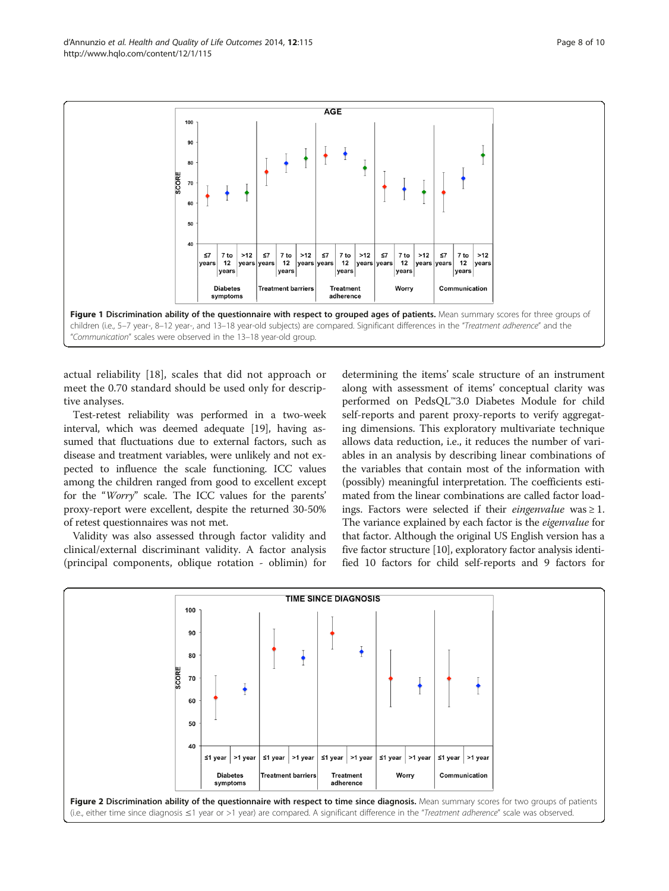**Figure 1 Discrimination ability of the questionnaire with respect to grouped ages of patients.** Mean summary scores for three groups of children (i.e., 5–7 year-, 8–12 year-, and 13–18 year-old subjects) are compared. Significant differences in the "*Treatment adherence*" and the "*Communication*" scales were observed in the 13–18 year-old group.

actual reliability [18], scales that did not approach or meet the 0.70 standard should be used only for descriptive analyses.

Test-retest reliability was performed in a two-week interval, which was deemed adequate [19], having assumed that fluctuations due to external factors, such as disease and treatment variables, were unlikely and not expected to influence the scale functioning. ICC values among the children ranged from good to excellent except for the "*Worry*" scale. The ICC values for the parents' proxy-report were excellent, despite the returned 30-50% of retest questionnaires was not met.

Validity was also assessed through factor validity and clinical/external discriminant validity. A factor analysis (principal components, oblique rotation - oblimin) for determining the items' scale structure of an instrument along with assessment of items' conceptual clarity was performed on PedsQL™3.0 Diabetes Module for child self-reports and parent proxy-reports to verify aggregating dimensions. This exploratory multivariate technique allows data reduction, i.e., it reduces the number of variables in an analysis by describing linear combinations of the variables that contain most of the information with (possibly) meaningful interpretation. The coefficients estimated from the linear combinations are called factor loadings. Factors were selected if their *eingenvalue* was ≥ 1. The variance explained by each factor is the *eigenvalue* for that factor. Although the original US English version has a five factor structure [10], exploratory factor analysis identified 10 factors for child self-reports and 9 factors for

**Figure 2 Discrimination ability of the questionnaire with respect to time since diagnosis.** Mean summary scores for two groups of patients (i.e., either time since diagnosis ≤1 year or >1 year) are compared. A significant difference in the "*Treatment adherence*" scale was observed.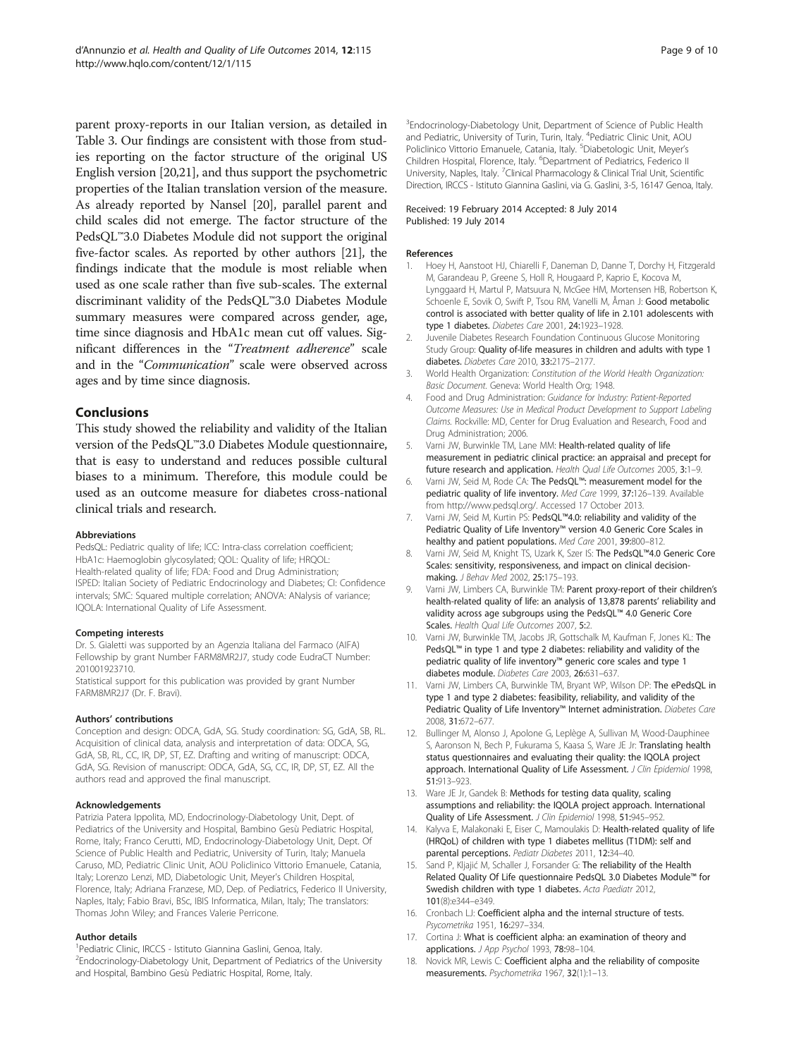parent proxy-reports in our Italian version, as detailed in Table 3. Our findings are consistent with those from studies reporting on the factor structure of the original US English version [20,21], and thus support the psychometric properties of the Italian translation version of the measure. As already reported by Nansel [20], parallel parent and child scales did not emerge. The factor structure of the PedsQL™3.0 Diabetes Module did not support the original five-factor scales. As reported by other authors [21], the findings indicate that the module is most reliable when used as one scale rather than five sub-scales. The external discriminant validity of the PedsQL™3.0 Diabetes Module summary measures were compared across gender, age, time since diagnosis and HbA1c mean cut off values. Significant differences in the "*Treatment adherence*" scale and in the "*Communication*" scale were observed across ages and by time since diagnosis.

## Conclusions

This study showed the reliability and validity of the Italian version of the PedsQL™3.0 Diabetes Module questionnaire, that is easy to understand and reduces possible cultural biases to a minimum. Therefore, this module could be used as an outcome measure for diabetes cross-national clinical trials and research.

#### Abbreviations

PedsQL: Pediatric quality of life; ICC: Intra-class correlation coefficient; HbA1c: Haemoglobin glycosylated; QOL: Quality of life; HRQOL: Health-related quality of life; FDA: Food and Drug Administration; ISPED: Italian Society of Pediatric Endocrinology and Diabetes; CI: Confidence intervals; SMC: Squared multiple correlation; ANOVA: ANalysis of variance; IQOLA: International Quality of Life Assessment.

#### Competing interests

Dr. S. Gialetti was supported by an Agenzia Italiana del Farmaco (AIFA) Fellowship by grant Number FARM8MR2J7, study code EudraCT Number: 201001923710.

Statistical support for this publication was provided by grant Number FARM8MR2J7 (Dr. F. Bravi).

#### Authors' contributions

Conception and design: ODCA, GdA, SG. Study coordination: SG, GdA, SB, RL. Acquisition of clinical data, analysis and interpretation of data: ODCA, SG, GdA, SB, RL, CC, IR, DP, ST, EZ. Drafting and writing of manuscript: ODCA, GdA, SG. Revision of manuscript: ODCA, GdA, SG, CC, IR, DP, ST, EZ. All the authors read and approved the final manuscript.

#### Acknowledgements

Patrizia Patera Ippolita, MD, Endocrinology-Diabetology Unit, Dept. of Pediatrics of the University and Hospital, Bambino Gesù Pediatric Hospital, Rome, Italy; Franco Cerutti, MD, Endocrinology-Diabetology Unit, Dept. Of Science of Public Health and Pediatric, University of Turin, Italy; Manuela Caruso, MD, Pediatric Clinic Unit, AOU Policlinico Vittorio Emanuele, Catania, Italy; Lorenzo Lenzi, MD, Diabetologic Unit, Meyer's Children Hospital, Florence, Italy; Adriana Franzese, MD, Dep. of Pediatrics, Federico II University, Naples, Italy; Fabio Bravi, BSc, IBIS Informatica, Milan, Italy; The translators: Thomas John Wiley; and Frances Valerie Perricone.

#### Author details

[1]Pediatric Clinic, IRCCS - Istituto Giannina Gaslini, Genoa, Italy. [2]Endocrinology-Diabetology Unit, Department of Pediatrics of the University and Hospital, Bambino Gesù Pediatric Hospital, Rome, Italy. [3]Endocrinology-Diabetology Unit, Department of Science of Public Health and Pediatric, University of Turin, Turin, Italy. [4]Pediatric Clinic Unit, AOU Policlinico Vittorio Emanuele, Catania, Italy. [5]Diabetologic Unit, Meyer's Children Hospital, Florence, Italy. [6]Department of Pediatrics, Federico II University, Naples, Italy. [7]Clinical Pharmacology & Clinical Trial Unit, Scientific Direction, IRCCS - Istituto Giannina Gaslini, via G. Gaslini, 3-5, 16147 Genoa, Italy.

Received: 19 February 2014 Accepted: 8 July 2014
Published: 19 July 2014

#### References

1. Hoey H, Aanstoot HJ, Chiarelli F, Daneman D, Danne T, Dorchy H, Fitzgerald M, Garandeau P, Greene S, Holl R, Hougaard P, Kaprio E, Kocova M, Lynggaard H, Martul P, Matsuura N, McGee HM, Mortensen HB, Robertson K, Schoenle E, Sovik O, Swift P, Tsou RM, Vanelli M, Åman J: **Good metabolic control is associated with better quality of life in 2.101 adolescents with type 1 diabetes.** *Diabetes Care* 2001, **24:**1923–1928.
2. Juvenile Diabetes Research Foundation Continuous Glucose Monitoring Study Group: **Quality of-life measures in children and adults with type 1 diabetes.** *Diabetes Care* 2010, **33:**2175–2177.
3. World Health Organization: *Constitution of the World Health Organization: Basic Document.* Geneva: World Health Org; 1948.
4. Food and Drug Administration: *Guidance for Industry: Patient-Reported Outcome Measures: Use in Medical Product Development to Support Labeling Claims.* Rockville: MD, Center for Drug Evaluation and Research, Food and Drug Administration; 2006.
5. Varni JW, Burwinkle TM, Lane MM: **Health-related quality of life measurement in pediatric clinical practice: an appraisal and precept for future research and application.** *Health Qual Life Outcomes* 2005, **3:**1–9.
6. Varni JW, Seid M, Rode CA: **The PedsQL™: measurement model for the pediatric quality of life inventory.** *Med Care* 1999, **37:**126–139. Available from http://www.pedsql.org/. Accessed 17 October 2013.
7. Varni JW, Seid M, Kurtin PS: **PedsQL™4.0: reliability and validity of the Pediatric Quality of Life Inventory™ version 4.0 Generic Core Scales in healthy and patient populations.** *Med Care* 2001, **39:**800–812.
8. Varni JW, Seid M, Knight TS, Uzark K, Szer IS: **The PedsQL™4.0 Generic Core Scales: sensitivity, responsiveness, and impact on clinical decision-making.** *J Behav Med* 2002, **25:**175–193.
9. Varni JW, Limbers CA, Burwinkle TM: **Parent proxy-report of their children's health-related quality of life: an analysis of 13,878 parents' reliability and validity across age subgroups using the PedsQL™ 4.0 Generic Core Scales.** *Health Qual Life Outcomes* 2007, **5:**2.
10. Varni JW, Burwinkle TM, Jacobs JR, Gottschalk M, Kaufman F, Jones KL: **The PedsQL™ in type 1 and type 2 diabetes: reliability and validity of the pediatric quality of life inventory™ generic core scales and type 1 diabetes module.** *Diabetes Care* 2003, **26:**631–637.
11. Varni JW, Limbers CA, Burwinkle TM, Bryant WP, Wilson DP: **The ePedsQL in type 1 and type 2 diabetes: feasibility, reliability, and validity of the Pediatric Quality of Life Inventory™ Internet administration.** *Diabetes Care* 2008, **31:**672–677.
12. Bullinger M, Alonso J, Apolone G, Leplège A, Sullivan M, Wood-Dauphinee S, Aaronson N, Bech P, Fukurama S, Kaasa S, Ware JE Jr: **Translating health status questionnaires and evaluating their quality: the IQOLA project approach. International Quality of Life Assessment.** *J Clin Epidemiol* 1998, **51:**913–923.
13. Ware JE Jr, Gandek B: **Methods for testing data quality, scaling assumptions and reliability: the IQOLA project approach. International Quality of Life Assessment.** *J Clin Epidemiol* 1998, **51:**945–952.
14. Kalyva E, Malakonaki E, Eiser C, Mamoulakis D: **Health-related quality of life (HRQoL) of children with type 1 diabetes mellitus (T1DM): self and parental perceptions.** *Pediatr Diabetes* 2011, **12:**34–40.
15. Sand P, Kljajić M, Schaller J, Forsander G: **The reliability of the Health Related Quality Of Life questionnaire PedsQL 3.0 Diabetes Module™ for Swedish children with type 1 diabetes.** *Acta Paediatr* 2012, **101**(8):e344–e349.
16. Cronbach LJ: **Coefficient alpha and the internal structure of tests.** *Psycometrika* 1951, **16:**297–334.
17. Cortina J: **What is coefficient alpha: an examination of theory and applications.** *J App Psychol* 1993, **78:**98–104.
18. Novick MR, Lewis C: **Coefficient alpha and the reliability of composite measurements.** *Psychometrika* 1967, **32**(1):1–13.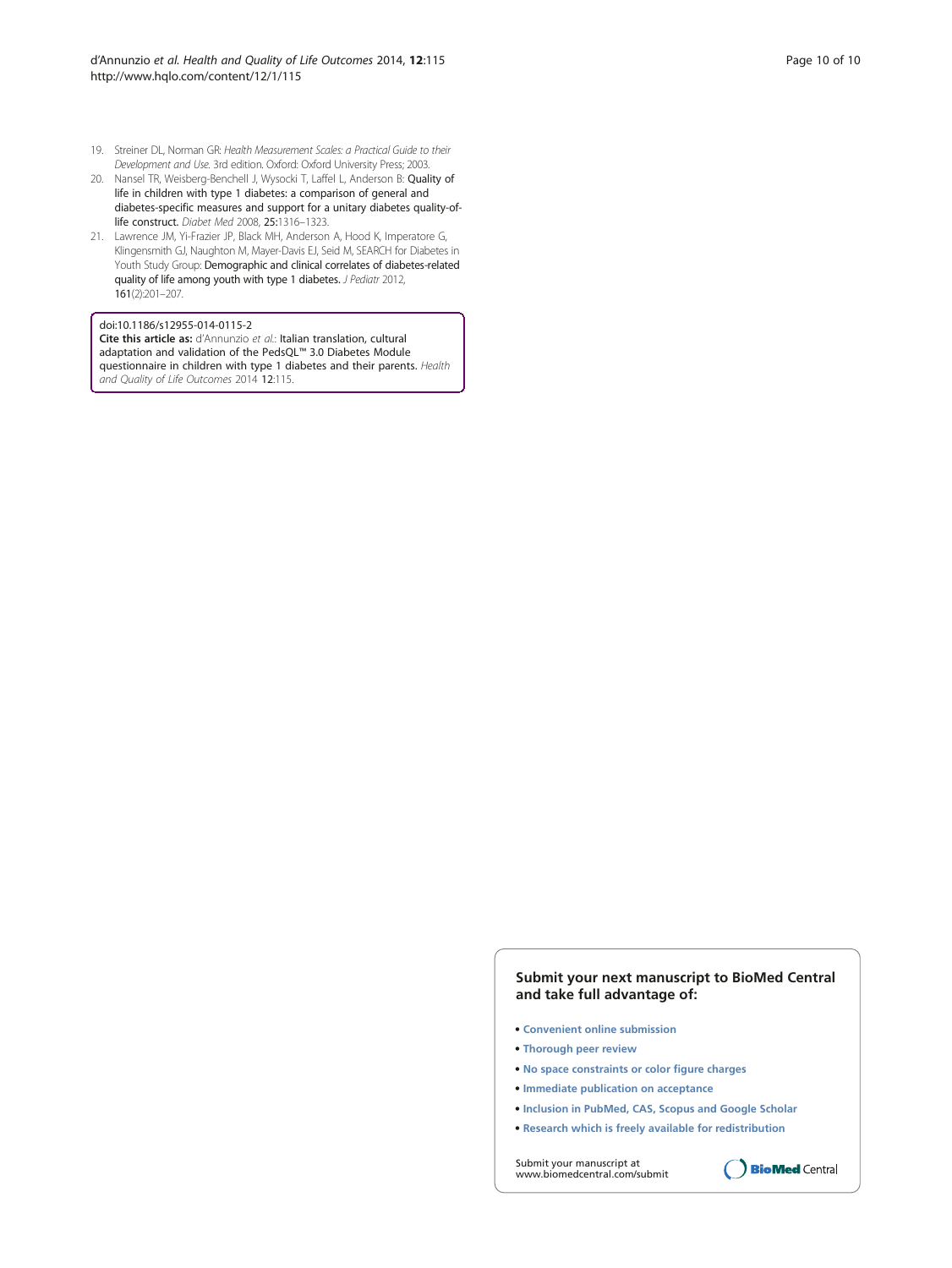19. Streiner DL, Norman GR: *Health Measurement Scales: a Practical Guide to their Development and Use.* 3rd edition. Oxford: Oxford University Press; 2003.
20. Nansel TR, Weisberg-Benchell J, Wysocki T, Laffel L, Anderson B: **Quality of life in children with type 1 diabetes: a comparison of general and diabetes-specific measures and support for a unitary diabetes quality-of-life construct.** *Diabet Med* 2008, **25:**1316–1323.
21. Lawrence JM, Yi-Frazier JP, Black MH, Anderson A, Hood K, Imperatore G, Klingensmith GJ, Naughton M, Mayer-Davis EJ, Seid M, SEARCH for Diabetes in Youth Study Group: **Demographic and clinical correlates of diabetes-related quality of life among youth with type 1 diabetes.** *J Pediatr* 2012, **161**(2):201–207.

doi:10.1186/s12955-014-0115-2
**Cite this article as:** d'Annunzio *et al.*: Italian translation, cultural adaptation and validation of the PedsQL™ 3.0 Diabetes Module questionnaire in children with type 1 diabetes and their parents. *Health and Quality of Life Outcomes* 2014 **12**:115.

**Submit your next manuscript to BioMed Central and take full advantage of:**

- **Convenient online submission**
- **Thorough peer review**
- **No space constraints or color figure charges**
- **Immediate publication on acceptance**
- **Inclusion in PubMed, CAS, Scopus and Google Scholar**
- **Research which is freely available for redistribution**

Submit your manuscript at
www.biomedcentral.com/submit

**BioMed** Central